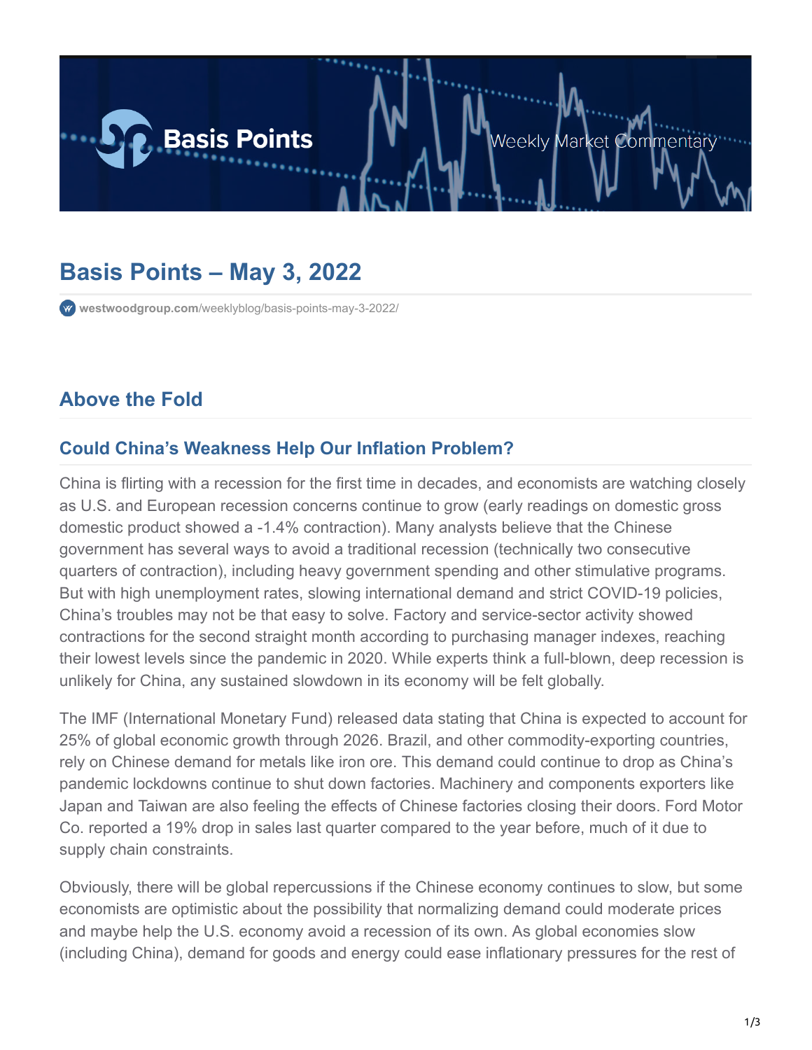# Basis Points – May 3, 2022

westwoodgroup.com/weeklyblog/basis-points-may-3-2022/

## Above the Fold

### Could China's Weakness Help Our Inflation Problem?

China is flirting with a recession for the first time in decades, and economists are watching closely as U.S. and European recession concerns continue to grow (early readings on domestic gross domestic product showed a -1.4% contraction). Many analysts believe that the Chinese government has several ways to avoid a traditional recession (technically two consecutive quarters of contraction), including heavy government spending and other stimulative programs. But with high unemployment rates, slowing international demand and strict COVID-19 policies, China's troubles may not be that easy to solve. Factory and service-sector activity showed contractions for the second straight month according to purchasing manager indexes, reaching their lowest levels since the pandemic in 2020. While experts think a full-blown, deep recession is unlikely for China, any sustained slowdown in its economy will be felt globally.

The IMF (International Monetary Fund) released data stating that China is expected to account for 25% of global economic growth through 2026. Brazil, and other commodity-exporting countries, rely on Chinese demand for metals like iron ore. This demand could continue to drop as China's pandemic lockdowns continue to shut down factories. Machinery and components exporters like Japan and Taiwan are also feeling the effects of Chinese factories closing their doors. Ford Motor Co. reported a 19% drop in sales last quarter compared to the year before, much of it due to supply chain constraints.

Obviously, there will be global repercussions if the Chinese economy continues to slow, but some economists are optimistic about the possibility that normalizing demand could moderate prices and maybe help the U.S. economy avoid a recession of its own. As global economies slow (including China), demand for goods and energy could ease inflationary pressures for the rest of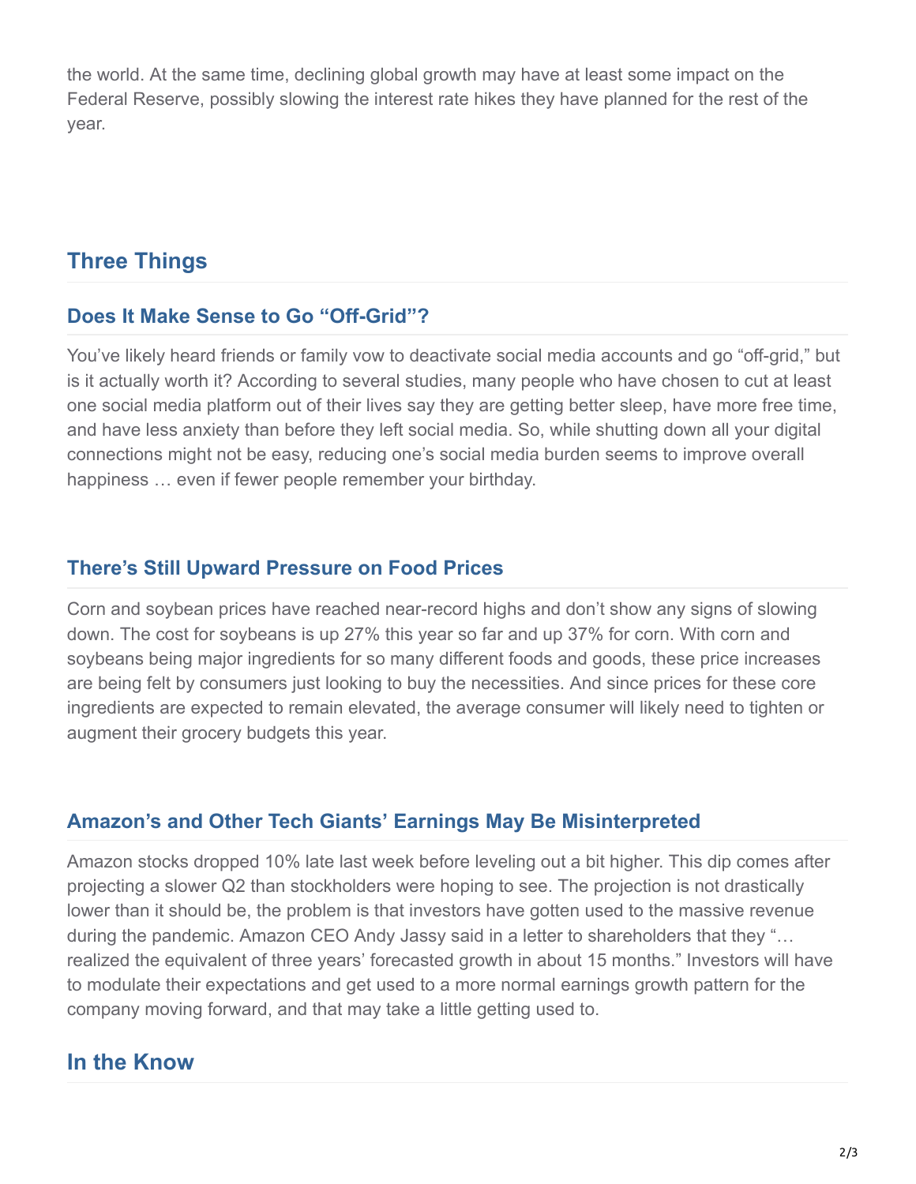the world. At the same time, declining global growth may have at least some impact on the Federal Reserve, possibly slowing the interest rate hikes they have planned for the rest of the year.

## Three Things

### Does It Make Sense to Go "Off-Grid"?

You've likely heard friends or family vow to deactivate social media accounts and go "off-grid," but is it actually worth it? According to several studies, many people who have chosen to cut at least one social media platform out of their lives say they are getting better sleep, have more free time, and have less anxiety than before they left social media. So, while shutting down all your digital connections might not be easy, reducing one's social media burden seems to improve overall happiness … even if fewer people remember your birthday.

### There's Still Upward Pressure on Food Prices

Corn and soybean prices have reached near-record highs and don't show any signs of slowing down. The cost for soybeans is up 27% this year so far and up 37% for corn. With corn and soybeans being major ingredients for so many different foods and goods, these price increases are being felt by consumers just looking to buy the necessities. And since prices for these core ingredients are expected to remain elevated, the average consumer will likely need to tighten or augment their grocery budgets this year.

### Amazon's and Other Tech Giants' Earnings May Be Misinterpreted

Amazon stocks dropped 10% late last week before leveling out a bit higher. This dip comes after projecting a slower Q2 than stockholders were hoping to see. The projection is not drastically lower than it should be, the problem is that investors have gotten used to the massive revenue during the pandemic. Amazon CEO Andy Jassy said in a letter to shareholders that they "… realized the equivalent of three years' forecasted growth in about 15 months." Investors will have to modulate their expectations and get used to a more normal earnings growth pattern for the company moving forward, and that may take a little getting used to.

## In the Know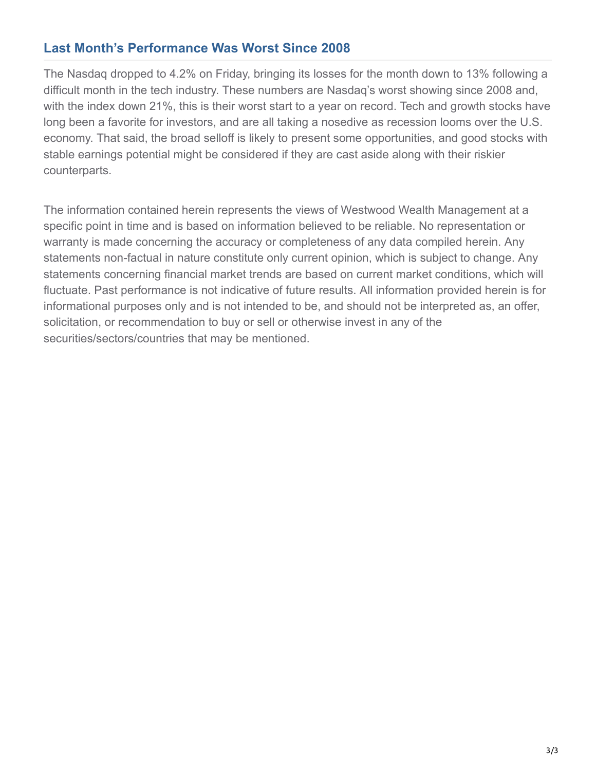## Last Month's Performance Was Worst Since 2008

The Nasdaq dropped to 4.2% on Friday, bringing its losses for the month down to 13% following a difficult month in the tech industry. These numbers are Nasdaq's worst showing since 2008 and, with the index down 21%, this is their worst start to a year on record. Tech and growth stocks have long been a favorite for investors, and are all taking a nosedive as recession looms over the U.S. economy. That said, the broad selloff is likely to present some opportunities, and good stocks with stable earnings potential might be considered if they are cast aside along with their riskier counterparts.

The information contained herein represents the views of Westwood Wealth Management at a specific point in time and is based on information believed to be reliable. No representation or warranty is made concerning the accuracy or completeness of any data compiled herein. Any statements non-factual in nature constitute only current opinion, which is subject to change. Any statements concerning financial market trends are based on current market conditions, which will fluctuate. Past performance is not indicative of future results. All information provided herein is for informational purposes only and is not intended to be, and should not be interpreted as, an offer, solicitation, or recommendation to buy or sell or otherwise invest in any of the securities/sectors/countries that may be mentioned.